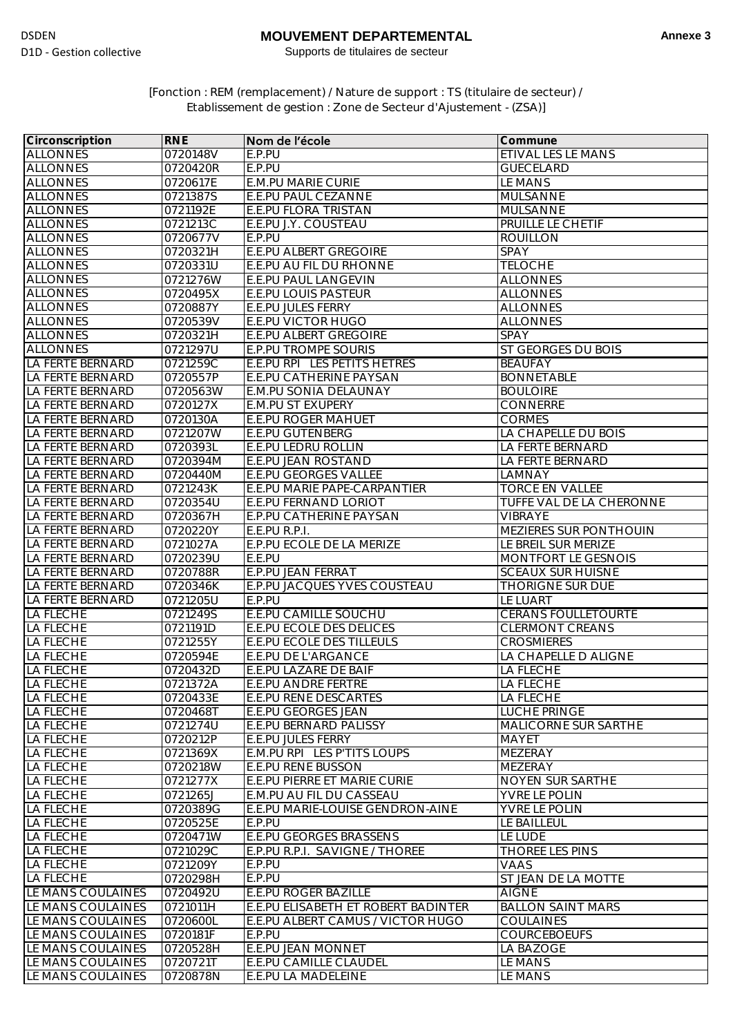DSDEN
D1D - Gestion collective

# MOUVEMENT DEPARTEMENTAL

Supports de titulaires de secteur

**Annexe 3**

[Fonction : REM (remplacement) / Nature de support : TS (titulaire de secteur) / Etablissement de gestion : Zone de Secteur d'Ajustement - (ZSA)]

| Circonscription | RNE | Nom de l'école | Commune |
|---|---|---|---|
| ALLONNES | 0720148V | E.P.PU | ETIVAL LES LE MANS |
| ALLONNES | 0720420R | E.P.PU | GUECELARD |
| ALLONNES | 0720617E | E.M.PU MARIE CURIE | LE MANS |
| ALLONNES | 0721387S | E.E.PU PAUL CEZANNE | MULSANNE |
| ALLONNES | 0721192E | E.E.PU FLORA TRISTAN | MULSANNE |
| ALLONNES | 0721213C | E.E.PU J.Y. COUSTEAU | PRUILLE LE CHETIF |
| ALLONNES | 0720677V | E.P.PU | ROUILLON |
| ALLONNES | 0720321H | E.E.PU ALBERT GREGOIRE | SPAY |
| ALLONNES | 0720331U | E.E.PU AU FIL DU RHONNE | TELOCHE |
| ALLONNES | 0721276W | E.E.PU PAUL LANGEVIN | ALLONNES |
| ALLONNES | 0720495X | E.E.PU LOUIS PASTEUR | ALLONNES |
| ALLONNES | 0720887Y | E.E.PU JULES FERRY | ALLONNES |
| ALLONNES | 0720539V | E.E.PU VICTOR HUGO | ALLONNES |
| ALLONNES | 0720321H | E.E.PU ALBERT GREGOIRE | SPAY |
| ALLONNES | 0721297U | E.P.PU TROMPE SOURIS | ST GEORGES DU BOIS |
| LA FERTE BERNARD | 0721259C | E.E.PU RPI LES PETITS HETRES | BEAUFAY |
| LA FERTE BERNARD | 0720557P | E.E.PU CATHERINE PAYSAN | BONNETABLE |
| LA FERTE BERNARD | 0720563W | E.M.PU SONIA DELAUNAY | BOULOIRE |
| LA FERTE BERNARD | 0720127X | E.M.PU ST EXUPERY | CONNERRE |
| LA FERTE BERNARD | 0720130A | E.E.PU ROGER MAHUET | CORMES |
| LA FERTE BERNARD | 0721207W | E.E.PU GUTENBERG | LA CHAPELLE DU BOIS |
| LA FERTE BERNARD | 0720393L | E.E.PU LEDRU ROLLIN | LA FERTE BERNARD |
| LA FERTE BERNARD | 0720394M | E.E.PU JEAN ROSTAND | LA FERTE BERNARD |
| LA FERTE BERNARD | 0720440M | E.E.PU GEORGES VALLEE | LAMNAY |
| LA FERTE BERNARD | 0721243K | E.E.PU MARIE PAPE-CARPANTIER | TORCE EN VALLEE |
| LA FERTE BERNARD | 0720354U | E.E.PU FERNAND LORIOT | TUFFE VAL DE LA CHERONNE |
| LA FERTE BERNARD | 0720367H | E.P.PU CATHERINE PAYSAN | VIBRAYE |
| LA FERTE BERNARD | 0720220Y | E.E.PU R.P.I. | MEZIERES SUR PONTHOUIN |
| LA FERTE BERNARD | 0721027A | E.P.PU ECOLE DE LA MERIZE | LE BREIL SUR MERIZE |
| LA FERTE BERNARD | 0720239U | E.E.PU | MONTFORT LE GESNOIS |
| LA FERTE BERNARD | 0720788R | E.P.PU JEAN FERRAT | SCEAUX SUR HUISNE |
| LA FERTE BERNARD | 0720346K | E.P.PU JACQUES YVES COUSTEAU | THORIGNE SUR DUE |
| LA FERTE BERNARD | 0721205U | E.P.PU | LE LUART |
| LA FLECHE | 0721249S | E.E.PU CAMILLE SOUCHU | CERANS FOULLETOURTE |
| LA FLECHE | 0721191D | E.E.PU ECOLE DES DELICES | CLERMONT CREANS |
| LA FLECHE | 0721255Y | E.E.PU ECOLE DES TILLEULS | CROSMIERES |
| LA FLECHE | 0720594E | E.E.PU DE L'ARGANCE | LA CHAPELLE D ALIGNE |
| LA FLECHE | 0720432D | E.E.PU LAZARE DE BAIF | LA FLECHE |
| LA FLECHE | 0721372A | E.E.PU ANDRE FERTRE | LA FLECHE |
| LA FLECHE | 0720433E | E.E.PU RENE DESCARTES | LA FLECHE |
| LA FLECHE | 0720468T | E.E.PU GEORGES JEAN | LUCHE PRINGE |
| LA FLECHE | 0721274U | E.E.PU BERNARD PALISSY | MALICORNE SUR SARTHE |
| LA FLECHE | 0720212P | E.E.PU JULES FERRY | MAYET |
| LA FLECHE | 0721369X | E.M.PU RPI LES P'TITS LOUPS | MEZERAY |
| LA FLECHE | 0720218W | E.E.PU RENE BUSSON | MEZERAY |
| LA FLECHE | 0721277X | E.E.PU PIERRE ET MARIE CURIE | NOYEN SUR SARTHE |
| LA FLECHE | 0721265J | E.M.PU AU FIL DU CASSEAU | YVRE LE POLIN |
| LA FLECHE | 0720389G | E.E.PU MARIE-LOUISE GENDRON-AINE | YVRE LE POLIN |
| LA FLECHE | 0720525E | E.P.PU | LE BAILLEUL |
| LA FLECHE | 0720471W | E.E.PU GEORGES BRASSENS | LE LUDE |
| LA FLECHE | 0721029C | E.P.PU R.P.I. SAVIGNE / THOREE | THOREE LES PINS |
| LA FLECHE | 0721209Y | E.P.PU | VAAS |
| LA FLECHE | 0720298H | E.P.PU | ST JEAN DE LA MOTTE |
| LE MANS COULAINES | 0720492U | E.E.PU ROGER BAZILLE | AIGNE |
| LE MANS COULAINES | 0721011H | E.E.PU ELISABETH ET ROBERT BADINTER | BALLON SAINT MARS |
| LE MANS COULAINES | 0720600L | E.E.PU ALBERT CAMUS / VICTOR HUGO | COULAINES |
| LE MANS COULAINES | 0720181F | E.P.PU | COURCEBOEUFS |
| LE MANS COULAINES | 0720528H | E.E.PU JEAN MONNET | LA BAZOGE |
| LE MANS COULAINES | 0720721T | E.E.PU CAMILLE CLAUDEL | LE MANS |
| LE MANS COULAINES | 0720878N | E.E.PU LA MADELEINE | LE MANS |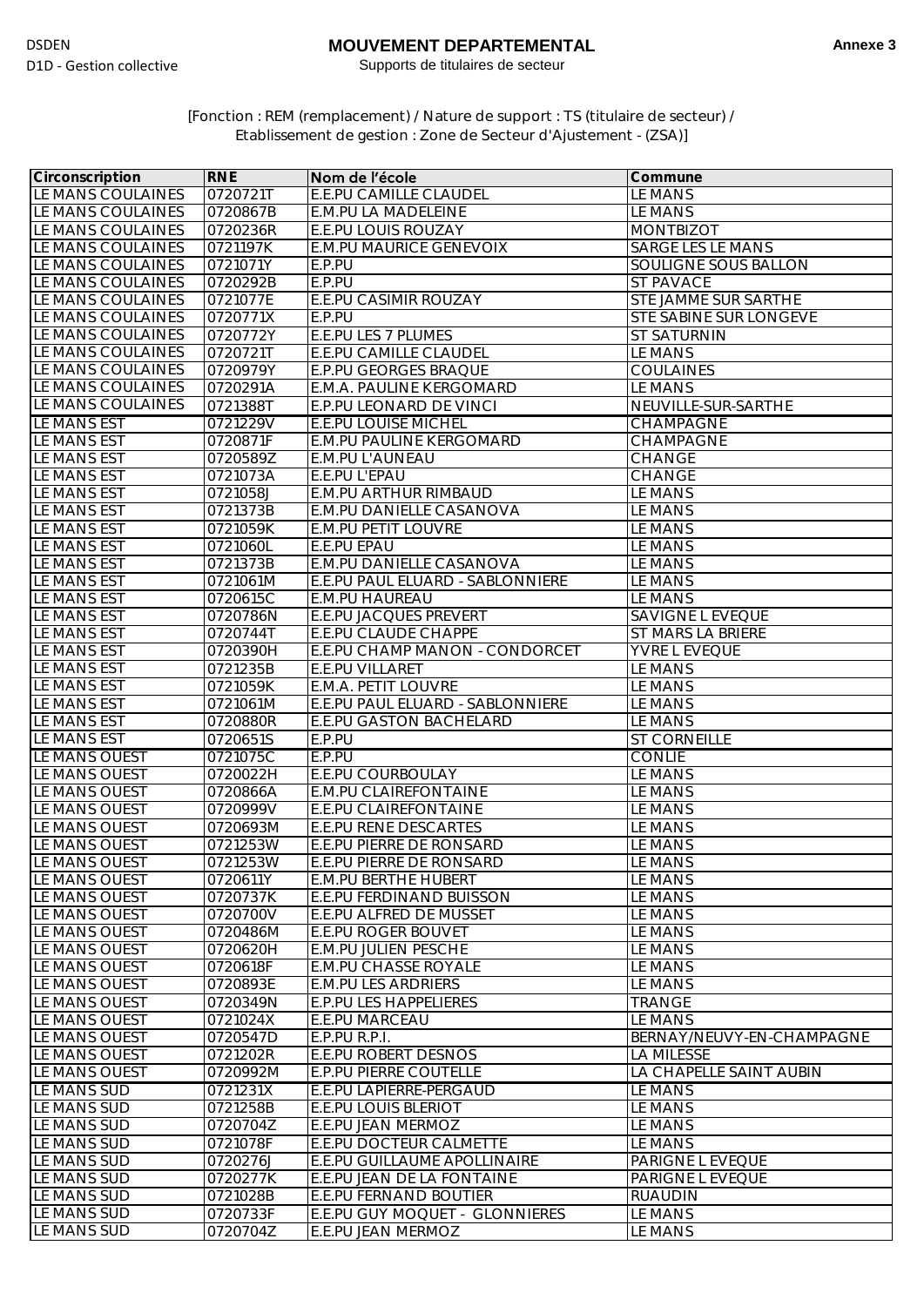DSDEN
D1D - Gestion collective

# MOUVEMENT DEPARTEMENTAL

Supports de titulaires de secteur

**Annexe 3**

[Fonction : REM (remplacement) / Nature de support : TS (titulaire de secteur) / Etablissement de gestion : Zone de Secteur d'Ajustement - (ZSA)]

| Circonscription | RNE | Nom de l'école | Commune |
|---|---|---|---|
| LE MANS COULAINES | 0720721T | E.E.PU CAMILLE CLAUDEL | LE MANS |
| LE MANS COULAINES | 0720867B | E.M.PU LA MADELEINE | LE MANS |
| LE MANS COULAINES | 0720236R | E.E.PU LOUIS ROUZAY | MONTBIZOT |
| LE MANS COULAINES | 0721197K | E.M.PU MAURICE GENEVOIX | SARGE LES LE MANS |
| LE MANS COULAINES | 0721071Y | E.P.PU | SOULIGNE SOUS BALLON |
| LE MANS COULAINES | 0720292B | E.P.PU | ST PAVACE |
| LE MANS COULAINES | 0721077E | E.E.PU CASIMIR ROUZAY | STE JAMME SUR SARTHE |
| LE MANS COULAINES | 0720771X | E.P.PU | STE SABINE SUR LONGEVE |
| LE MANS COULAINES | 0720772Y | E.E.PU LES 7 PLUMES | ST SATURNIN |
| LE MANS COULAINES | 0720721T | E.E.PU CAMILLE CLAUDEL | LE MANS |
| LE MANS COULAINES | 0720979Y | E.P.PU GEORGES BRAQUE | COULAINES |
| LE MANS COULAINES | 0720291A | E.M.A. PAULINE KERGOMARD | LE MANS |
| LE MANS COULAINES | 0721388T | E.P.PU LEONARD DE VINCI | NEUVILLE-SUR-SARTHE |
| LE MANS EST | 0721229V | E.E.PU LOUISE MICHEL | CHAMPAGNE |
| LE MANS EST | 0720871F | E.M.PU PAULINE KERGOMARD | CHAMPAGNE |
| LE MANS EST | 0720589Z | E.M.PU L'AUNEAU | CHANGE |
| LE MANS EST | 0721073A | E.E.PU L'EPAU | CHANGE |
| LE MANS EST | 0721058J | E.M.PU ARTHUR RIMBAUD | LE MANS |
| LE MANS EST | 0721373B | E.M.PU DANIELLE CASANOVA | LE MANS |
| LE MANS EST | 0721059K | E.M.PU PETIT LOUVRE | LE MANS |
| LE MANS EST | 0721060L | E.E.PU EPAU | LE MANS |
| LE MANS EST | 0721373B | E.M.PU DANIELLE CASANOVA | LE MANS |
| LE MANS EST | 0721061M | E.E.PU PAUL ELUARD - SABLONNIERE | LE MANS |
| LE MANS EST | 0720615C | E.M.PU HAUREAU | LE MANS |
| LE MANS EST | 0720786N | E.E.PU JACQUES PREVERT | SAVIGNE L EVEQUE |
| LE MANS EST | 0720744T | E.E.PU CLAUDE CHAPPE | ST MARS LA BRIERE |
| LE MANS EST | 0720390H | E.E.PU CHAMP MANON - CONDORCET | YVRE L EVEQUE |
| LE MANS EST | 0721235B | E.E.PU VILLARET | LE MANS |
| LE MANS EST | 0721059K | E.M.A. PETIT LOUVRE | LE MANS |
| LE MANS EST | 0721061M | E.E.PU PAUL ELUARD - SABLONNIERE | LE MANS |
| LE MANS EST | 0720880R | E.E.PU GASTON BACHELARD | LE MANS |
| LE MANS EST | 0720651S | E.P.PU | ST CORNEILLE |
| LE MANS OUEST | 0721075C | E.P.PU | CONLIE |
| LE MANS OUEST | 0720022H | E.E.PU COURBOULAY | LE MANS |
| LE MANS OUEST | 0720866A | E.M.PU CLAIREFONTAINE | LE MANS |
| LE MANS OUEST | 0720999V | E.E.PU CLAIREFONTAINE | LE MANS |
| LE MANS OUEST | 0720693M | E.E.PU RENE DESCARTES | LE MANS |
| LE MANS OUEST | 0721253W | E.E.PU PIERRE DE RONSARD | LE MANS |
| LE MANS OUEST | 0721253W | E.E.PU PIERRE DE RONSARD | LE MANS |
| LE MANS OUEST | 0720611Y | E.M.PU BERTHE HUBERT | LE MANS |
| LE MANS OUEST | 0720737K | E.E.PU FERDINAND BUISSON | LE MANS |
| LE MANS OUEST | 0720700V | E.E.PU ALFRED DE MUSSET | LE MANS |
| LE MANS OUEST | 0720486M | E.E.PU ROGER BOUVET | LE MANS |
| LE MANS OUEST | 0720620H | E.M.PU JULIEN PESCHE | LE MANS |
| LE MANS OUEST | 0720618F | E.M.PU CHASSE ROYALE | LE MANS |
| LE MANS OUEST | 0720893E | E.M.PU LES ARDRIERS | LE MANS |
| LE MANS OUEST | 0720349N | E.P.PU LES HAPPELIERES | TRANGE |
| LE MANS OUEST | 0721024X | E.E.PU MARCEAU | LE MANS |
| LE MANS OUEST | 0720547D | E.P.PU R.P.I. | BERNAY/NEUVY-EN-CHAMPAGNE |
| LE MANS OUEST | 0721202R | E.E.PU ROBERT DESNOS | LA MILESSE |
| LE MANS OUEST | 0720992M | E.P.PU PIERRE COUTELLE | LA CHAPELLE SAINT AUBIN |
| LE MANS SUD | 0721231X | E.E.PU LAPIERRE-PERGAUD | LE MANS |
| LE MANS SUD | 0721258B | E.E.PU LOUIS BLERIOT | LE MANS |
| LE MANS SUD | 0720704Z | E.E.PU JEAN MERMOZ | LE MANS |
| LE MANS SUD | 0721078F | E.E.PU DOCTEUR CALMETTE | LE MANS |
| LE MANS SUD | 0720276J | E.E.PU GUILLAUME APOLLINAIRE | PARIGNE L EVEQUE |
| LE MANS SUD | 0720277K | E.E.PU JEAN DE LA FONTAINE | PARIGNE L EVEQUE |
| LE MANS SUD | 0721028B | E.E.PU FERNAND BOUTIER | RUAUDIN |
| LE MANS SUD | 0720733F | E.E.PU GUY MOQUET - GLONNIERES | LE MANS |
| LE MANS SUD | 0720704Z | E.E.PU JEAN MERMOZ | LE MANS |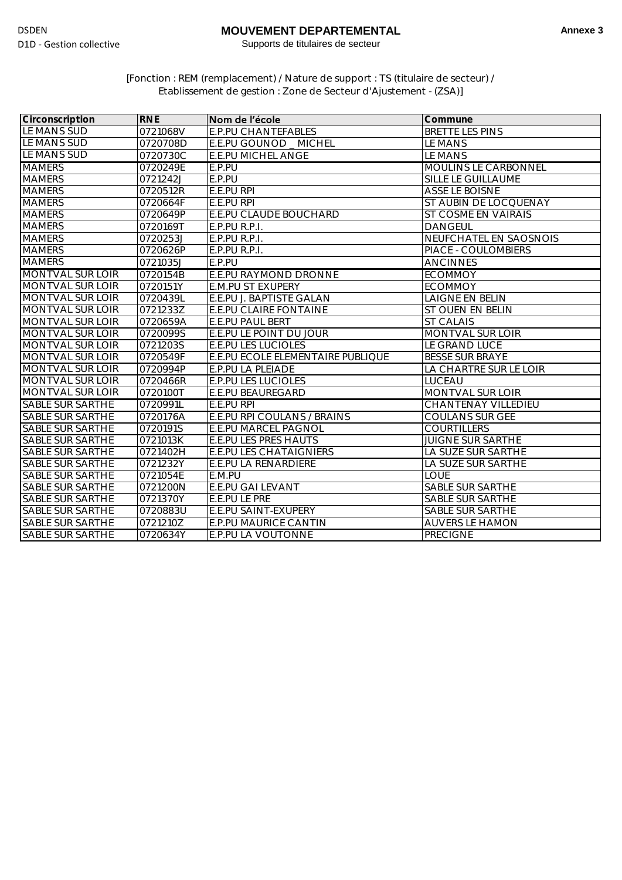DSDEN

D1D - Gestion collective

# MOUVEMENT DEPARTEMENTAL

Supports de titulaires de secteur

**Annexe 3**

[Fonction : REM (remplacement) / Nature de support : TS (titulaire de secteur) / Etablissement de gestion : Zone de Secteur d'Ajustement - (ZSA)]

| Circonscription | RNE | Nom de l'école | Commune |
|---|---|---|---|
| LE MANS SUD | 0721068V | E.P.PU CHANTEFABLES | BRETTE LES PINS |
| LE MANS SUD | 0720708D | E.E.PU GOUNOD _ MICHEL | LE MANS |
| LE MANS SUD | 0720730C | E.E.PU MICHEL ANGE | LE MANS |
| MAMERS | 0720249E | E.P.PU | MOULINS LE CARBONNEL |
| MAMERS | 0721242J | E.P.PU | SILLE LE GUILLAUME |
| MAMERS | 0720512R | E.E.PU RPI | ASSE LE BOISNE |
| MAMERS | 0720664F | E.E.PU RPI | ST AUBIN DE LOCQUENAY |
| MAMERS | 0720649P | E.E.PU CLAUDE BOUCHARD | ST COSME EN VAIRAIS |
| MAMERS | 0720169T | E.P.PU R.P.I. | DANGEUL |
| MAMERS | 0720253J | E.P.PU R.P.I. | NEUFCHATEL EN SAOSNOIS |
| MAMERS | 0720626P | E.P.PU R.P.I. | PIACE - COULOMBIERS |
| MAMERS | 0721035J | E.P.PU | ANCINNES |
| MONTVAL SUR LOIR | 0720154B | E.E.PU RAYMOND DRONNE | ECOMMOY |
| MONTVAL SUR LOIR | 0720151Y | E.M.PU ST EXUPERY | ECOMMOY |
| MONTVAL SUR LOIR | 0720439L | E.E.PU J. BAPTISTE GALAN | LAIGNE EN BELIN |
| MONTVAL SUR LOIR | 0721233Z | E.E.PU CLAIRE FONTAINE | ST OUEN EN BELIN |
| MONTVAL SUR LOIR | 0720659A | E.E.PU PAUL BERT | ST CALAIS |
| MONTVAL SUR LOIR | 0720099S | E.E.PU LE POINT DU JOUR | MONTVAL SUR LOIR |
| MONTVAL SUR LOIR | 0721203S | E.E.PU LES LUCIOLES | LE GRAND LUCE |
| MONTVAL SUR LOIR | 0720549F | E.E.PU ECOLE ELEMENTAIRE PUBLIQUE | BESSE SUR BRAYE |
| MONTVAL SUR LOIR | 0720994P | E.P.PU LA PLEIADE | LA CHARTRE SUR LE LOIR |
| MONTVAL SUR LOIR | 0720466R | E.P.PU LES LUCIOLES | LUCEAU |
| MONTVAL SUR LOIR | 0720100T | E.E.PU BEAUREGARD | MONTVAL SUR LOIR |
| SABLE SUR SARTHE | 0720991L | E.E.PU RPI | CHANTENAY VILLEDIEU |
| SABLE SUR SARTHE | 0720176A | E.E.PU RPI COULANS / BRAINS | COULANS SUR GEE |
| SABLE SUR SARTHE | 0720191S | E.E.PU MARCEL PAGNOL | COURTILLERS |
| SABLE SUR SARTHE | 0721013K | E.E.PU LES PRES HAUTS | JUIGNE SUR SARTHE |
| SABLE SUR SARTHE | 0721402H | E.E.PU LES CHATAIGNIERS | LA SUZE SUR SARTHE |
| SABLE SUR SARTHE | 0721232Y | E.E.PU LA RENARDIERE | LA SUZE SUR SARTHE |
| SABLE SUR SARTHE | 0721054E | E.M.PU | LOUE |
| SABLE SUR SARTHE | 0721200N | E.E.PU GAI LEVANT | SABLE SUR SARTHE |
| SABLE SUR SARTHE | 0721370Y | E.E.PU LE PRE | SABLE SUR SARTHE |
| SABLE SUR SARTHE | 0720883U | E.E.PU SAINT-EXUPERY | SABLE SUR SARTHE |
| SABLE SUR SARTHE | 0721210Z | E.P.PU MAURICE CANTIN | AUVERS LE HAMON |
| SABLE SUR SARTHE | 0720634Y | E.P.PU LA VOUTONNE | PRECIGNE |